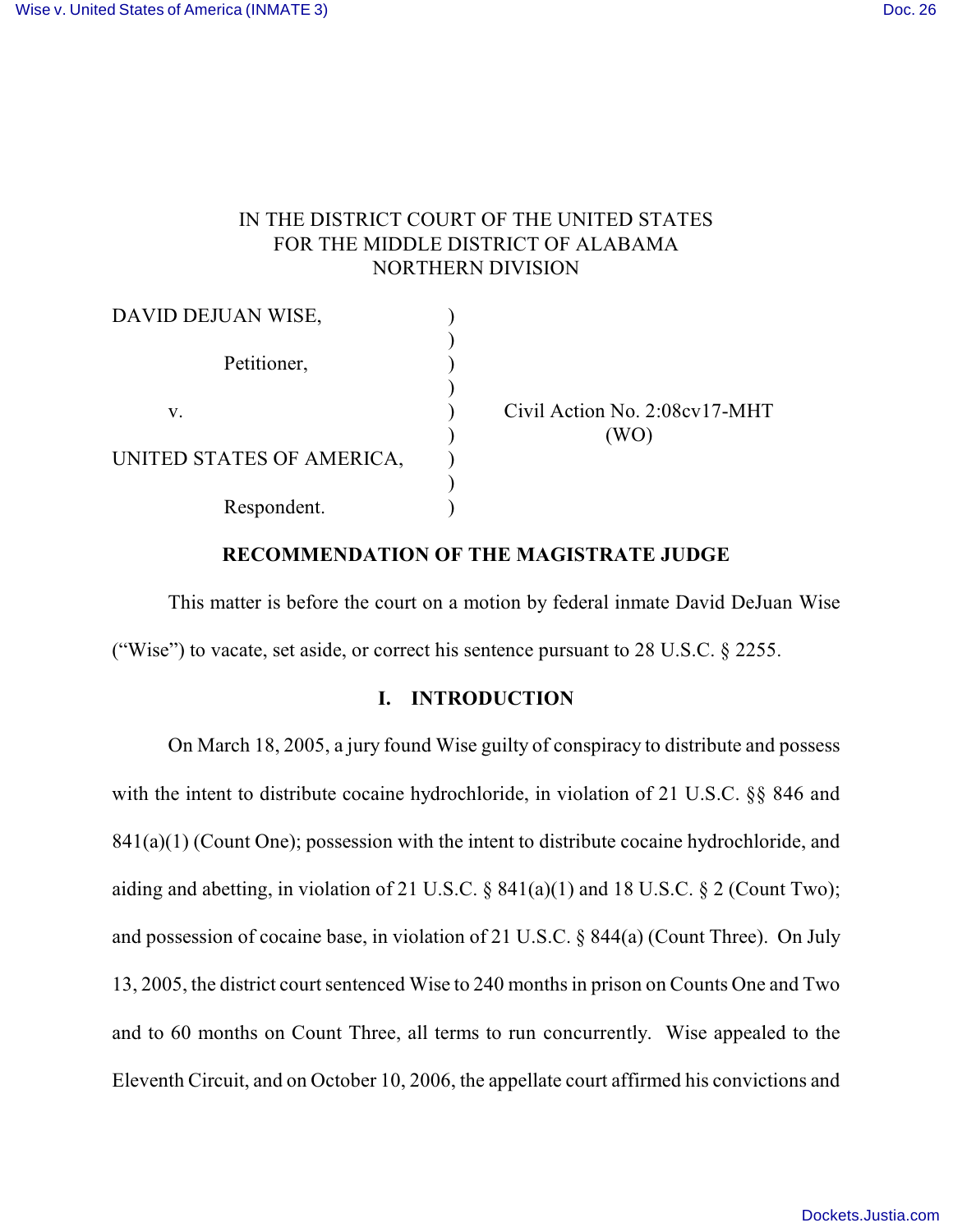IN THE DISTRICT COURT OF THE UNITED STATES
FOR THE MIDDLE DISTRICT OF ALABAMA
NORTHERN DIVISION

| | | |
|---|---|---|
| DAVID DEJUAN WISE, | ) | |
| | ) | |
| Petitioner, | ) | |
| | ) | |
| v. | ) | Civil Action No. 2:08cv17-MHT |
| | ) | (WO) |
| UNITED STATES OF AMERICA, | ) | |
| | ) | |
| Respondent. | ) | |

## RECOMMENDATION OF THE MAGISTRATE JUDGE

This matter is before the court on a motion by federal inmate David DeJuan Wise ("Wise") to vacate, set aside, or correct his sentence pursuant to 28 U.S.C. § 2255.

## I. INTRODUCTION

On March 18, 2005, a jury found Wise guilty of conspiracy to distribute and possess with the intent to distribute cocaine hydrochloride, in violation of 21 U.S.C. §§ 846 and 841(a)(1) (Count One); possession with the intent to distribute cocaine hydrochloride, and aiding and abetting, in violation of 21 U.S.C. § 841(a)(1) and 18 U.S.C. § 2 (Count Two); and possession of cocaine base, in violation of 21 U.S.C. § 844(a) (Count Three). On July 13, 2005, the district court sentenced Wise to 240 months in prison on Counts One and Two and to 60 months on Count Three, all terms to run concurrently. Wise appealed to the Eleventh Circuit, and on October 10, 2006, the appellate court affirmed his convictions and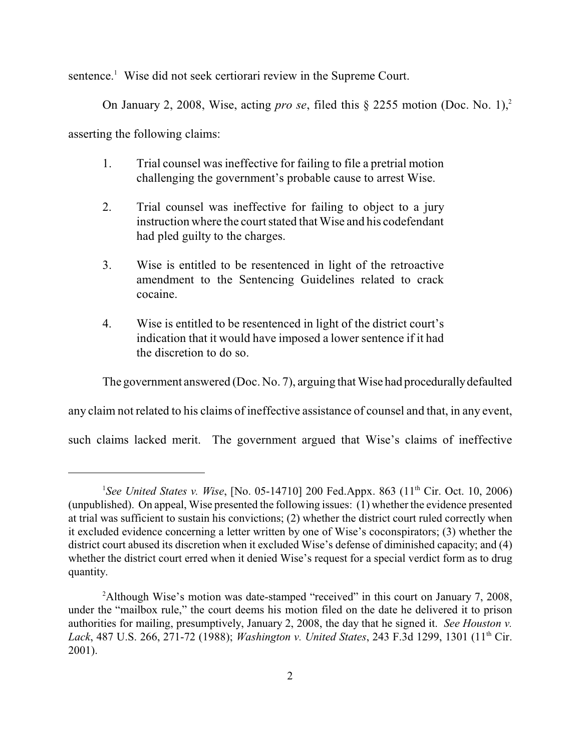sentence.[1] Wise did not seek certiorari review in the Supreme Court.

On January 2, 2008, Wise, acting *pro se*, filed this § 2255 motion (Doc. No. 1),[2] asserting the following claims:

1. Trial counsel was ineffective for failing to file a pretrial motion challenging the government's probable cause to arrest Wise.

2. Trial counsel was ineffective for failing to object to a jury instruction where the court stated that Wise and his codefendant had pled guilty to the charges.

3. Wise is entitled to be resentenced in light of the retroactive amendment to the Sentencing Guidelines related to crack cocaine.

4. Wise is entitled to be resentenced in light of the district court's indication that it would have imposed a lower sentence if it had the discretion to do so.

The government answered (Doc. No. 7), arguing that Wise had procedurally defaulted any claim not related to his claims of ineffective assistance of counsel and that, in any event, such claims lacked merit. The government argued that Wise's claims of ineffective

---

[1] *See United States v. Wise*, [No. 05-14710] 200 Fed.Appx. 863 (11th Cir. Oct. 10, 2006) (unpublished). On appeal, Wise presented the following issues: (1) whether the evidence presented at trial was sufficient to sustain his convictions; (2) whether the district court ruled correctly when it excluded evidence concerning a letter written by one of Wise's coconspirators; (3) whether the district court abused its discretion when it excluded Wise's defense of diminished capacity; and (4) whether the district court erred when it denied Wise's request for a special verdict form as to drug quantity.

[2] Although Wise's motion was date-stamped "received" in this court on January 7, 2008, under the "mailbox rule," the court deems his motion filed on the date he delivered it to prison authorities for mailing, presumptively, January 2, 2008, the day that he signed it. *See Houston v. Lack*, 487 U.S. 266, 271-72 (1988); *Washington v. United States*, 243 F.3d 1299, 1301 (11th Cir. 2001).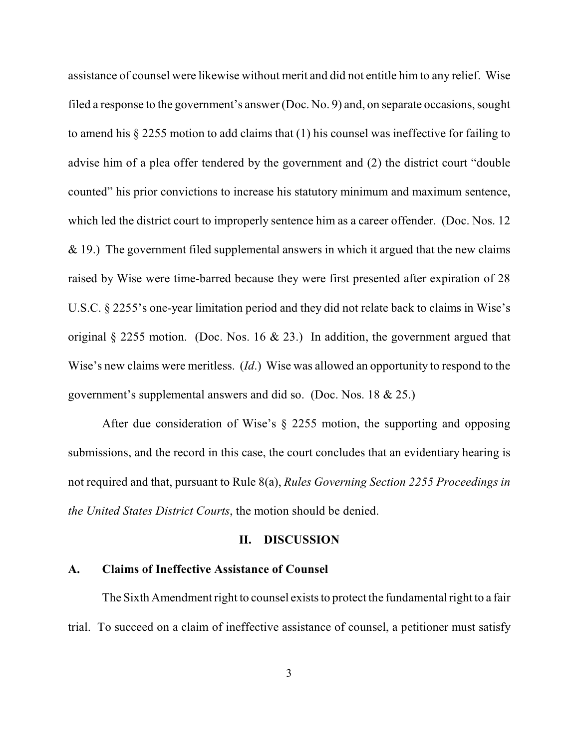assistance of counsel were likewise without merit and did not entitle him to any relief. Wise filed a response to the government's answer (Doc. No. 9) and, on separate occasions, sought to amend his § 2255 motion to add claims that (1) his counsel was ineffective for failing to advise him of a plea offer tendered by the government and (2) the district court "double counted" his prior convictions to increase his statutory minimum and maximum sentence, which led the district court to improperly sentence him as a career offender. (Doc. Nos. 12 & 19.) The government filed supplemental answers in which it argued that the new claims raised by Wise were time-barred because they were first presented after expiration of 28 U.S.C. § 2255's one-year limitation period and they did not relate back to claims in Wise's original § 2255 motion. (Doc. Nos. 16 & 23.) In addition, the government argued that Wise's new claims were meritless. (*Id*.) Wise was allowed an opportunity to respond to the government's supplemental answers and did so. (Doc. Nos. 18 & 25.)

After due consideration of Wise's § 2255 motion, the supporting and opposing submissions, and the record in this case, the court concludes that an evidentiary hearing is not required and that, pursuant to Rule 8(a), *Rules Governing Section 2255 Proceedings in the United States District Courts*, the motion should be denied.

## II. DISCUSSION

### A. Claims of Ineffective Assistance of Counsel

The Sixth Amendment right to counsel exists to protect the fundamental right to a fair trial. To succeed on a claim of ineffective assistance of counsel, a petitioner must satisfy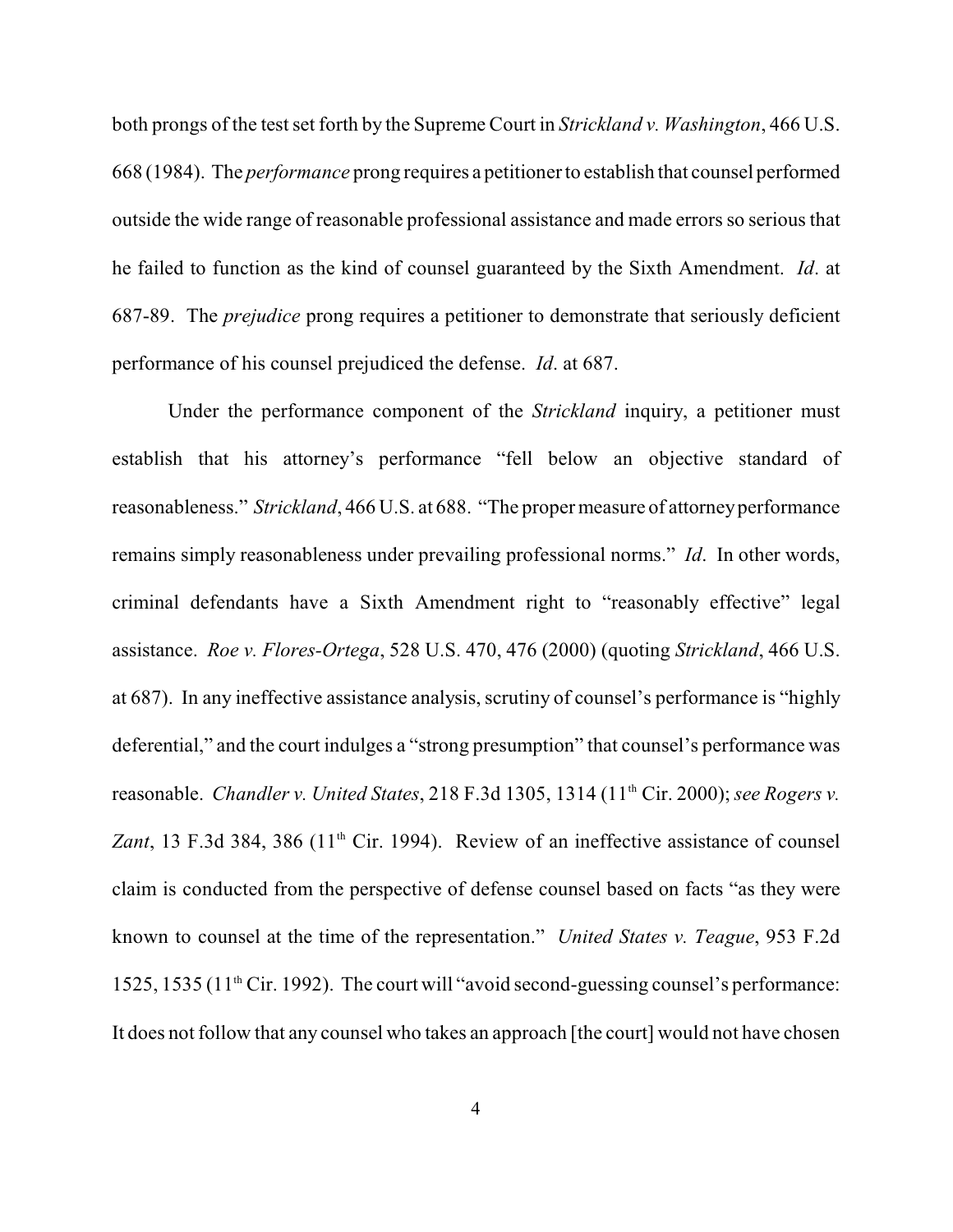both prongs of the test set forth by the Supreme Court in *Strickland v. Washington*, 466 U.S. 668 (1984). The *performance* prong requires a petitioner to establish that counsel performed outside the wide range of reasonable professional assistance and made errors so serious that he failed to function as the kind of counsel guaranteed by the Sixth Amendment. *Id*. at 687-89. The *prejudice* prong requires a petitioner to demonstrate that seriously deficient performance of his counsel prejudiced the defense. *Id*. at 687.

Under the performance component of the *Strickland* inquiry, a petitioner must establish that his attorney's performance "fell below an objective standard of reasonableness." *Strickland*, 466 U.S. at 688. "The proper measure of attorney performance remains simply reasonableness under prevailing professional norms." *Id*. In other words, criminal defendants have a Sixth Amendment right to "reasonably effective" legal assistance. *Roe v. Flores-Ortega*, 528 U.S. 470, 476 (2000) (quoting *Strickland*, 466 U.S. at 687). In any ineffective assistance analysis, scrutiny of counsel's performance is "highly deferential," and the court indulges a "strong presumption" that counsel's performance was reasonable. *Chandler v. United States*, 218 F.3d 1305, 1314 (11th Cir. 2000); *see Rogers v. Zant*, 13 F.3d 384, 386 (11th Cir. 1994). Review of an ineffective assistance of counsel claim is conducted from the perspective of defense counsel based on facts "as they were known to counsel at the time of the representation." *United States v. Teague*, 953 F.2d 1525, 1535 (11th Cir. 1992). The court will "avoid second-guessing counsel's performance: It does not follow that any counsel who takes an approach [the court] would not have chosen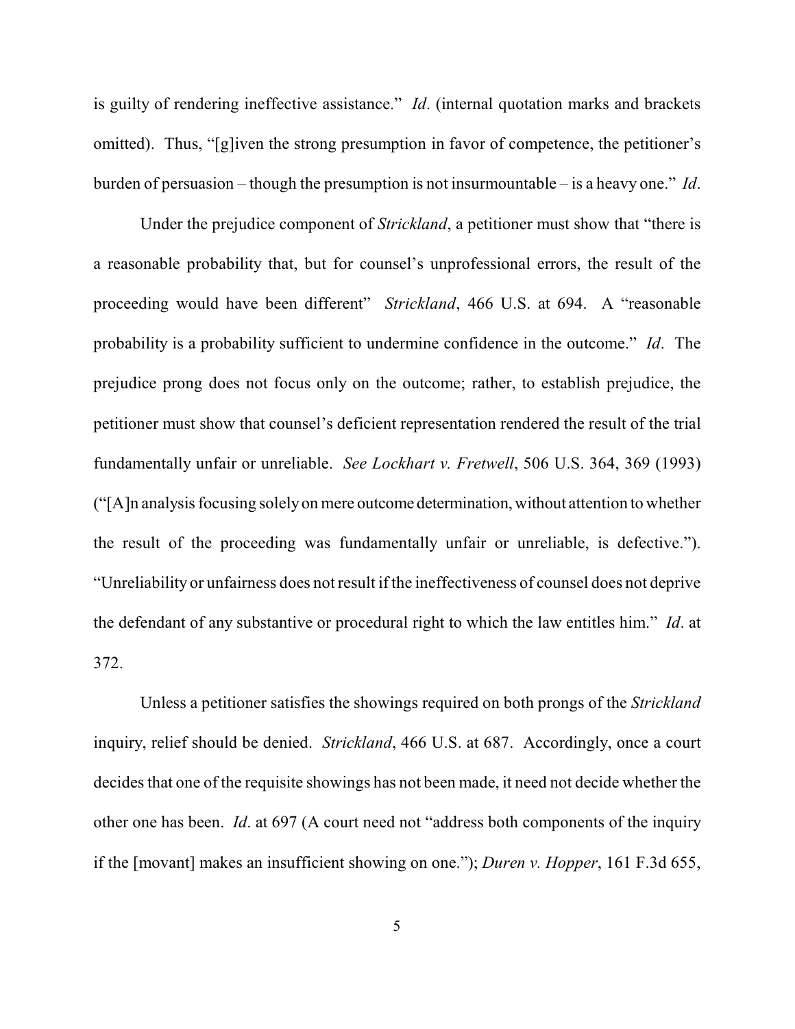is guilty of rendering ineffective assistance." *Id*. (internal quotation marks and brackets omitted). Thus, "[g]iven the strong presumption in favor of competence, the petitioner's burden of persuasion – though the presumption is not insurmountable – is a heavy one." *Id*.

Under the prejudice component of *Strickland*, a petitioner must show that "there is a reasonable probability that, but for counsel's unprofessional errors, the result of the proceeding would have been different" *Strickland*, 466 U.S. at 694. A "reasonable probability is a probability sufficient to undermine confidence in the outcome." *Id*. The prejudice prong does not focus only on the outcome; rather, to establish prejudice, the petitioner must show that counsel's deficient representation rendered the result of the trial fundamentally unfair or unreliable. *See Lockhart v. Fretwell*, 506 U.S. 364, 369 (1993) ("[A]n analysis focusing solely on mere outcome determination, without attention to whether the result of the proceeding was fundamentally unfair or unreliable, is defective."). "Unreliability or unfairness does not result if the ineffectiveness of counsel does not deprive the defendant of any substantive or procedural right to which the law entitles him." *Id*. at 372.

Unless a petitioner satisfies the showings required on both prongs of the *Strickland* inquiry, relief should be denied. *Strickland*, 466 U.S. at 687. Accordingly, once a court decides that one of the requisite showings has not been made, it need not decide whether the other one has been. *Id*. at 697 (A court need not "address both components of the inquiry if the [movant] makes an insufficient showing on one."); *Duren v. Hopper*, 161 F.3d 655,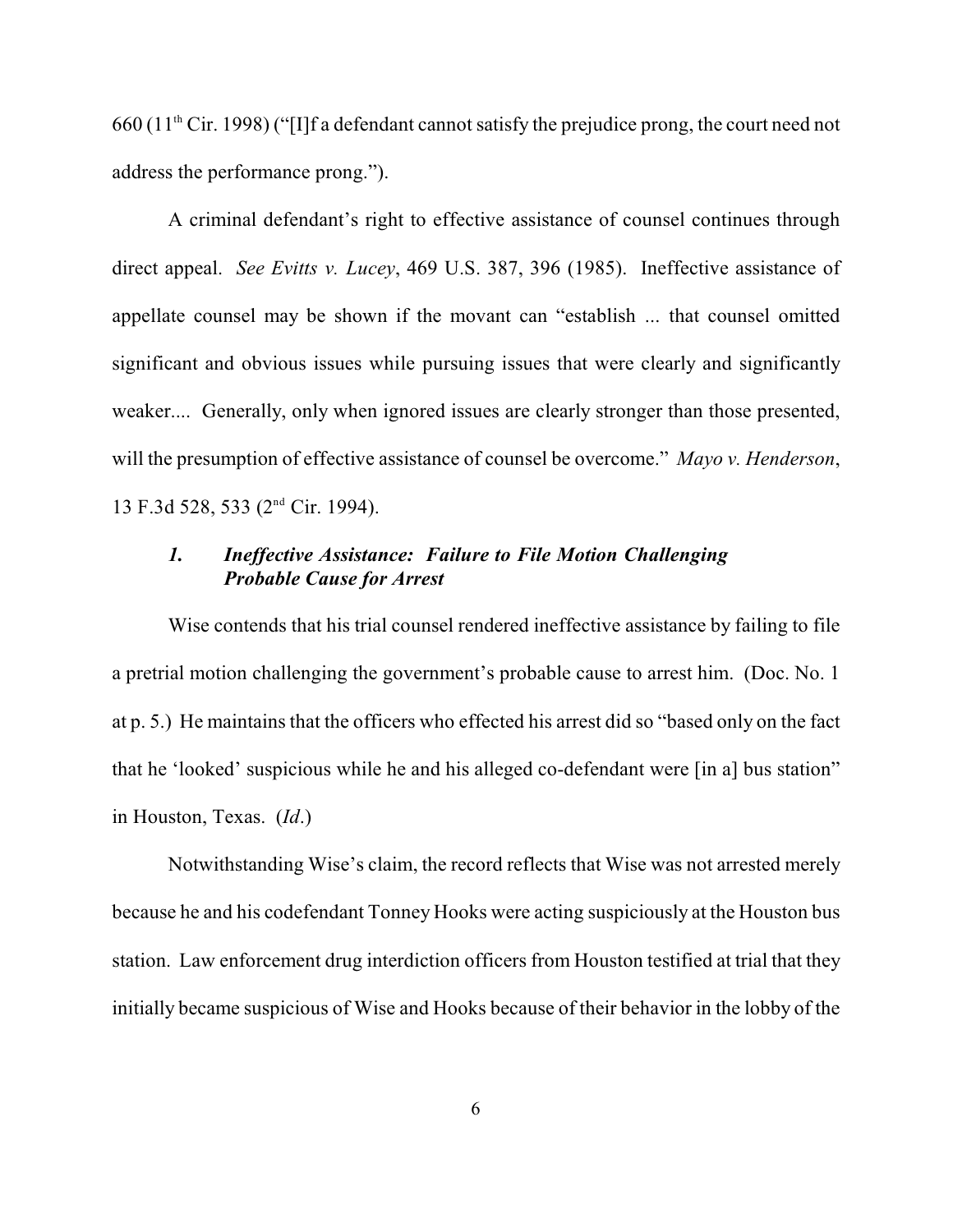660 (11th Cir. 1998) ("[I]f a defendant cannot satisfy the prejudice prong, the court need not address the performance prong.").

A criminal defendant's right to effective assistance of counsel continues through direct appeal. *See Evitts v. Lucey*, 469 U.S. 387, 396 (1985). Ineffective assistance of appellate counsel may be shown if the movant can "establish ... that counsel omitted significant and obvious issues while pursuing issues that were clearly and significantly weaker.... Generally, only when ignored issues are clearly stronger than those presented, will the presumption of effective assistance of counsel be overcome." *Mayo v. Henderson*, 13 F.3d 528, 533 (2nd Cir. 1994).

### *1. Ineffective Assistance: Failure to File Motion Challenging Probable Cause for Arrest*

Wise contends that his trial counsel rendered ineffective assistance by failing to file a pretrial motion challenging the government's probable cause to arrest him. (Doc. No. 1 at p. 5.) He maintains that the officers who effected his arrest did so "based only on the fact that he 'looked' suspicious while he and his alleged co-defendant were [in a] bus station" in Houston, Texas. (*Id*.)

Notwithstanding Wise's claim, the record reflects that Wise was not arrested merely because he and his codefendant Tonney Hooks were acting suspiciously at the Houston bus station. Law enforcement drug interdiction officers from Houston testified at trial that they initially became suspicious of Wise and Hooks because of their behavior in the lobby of the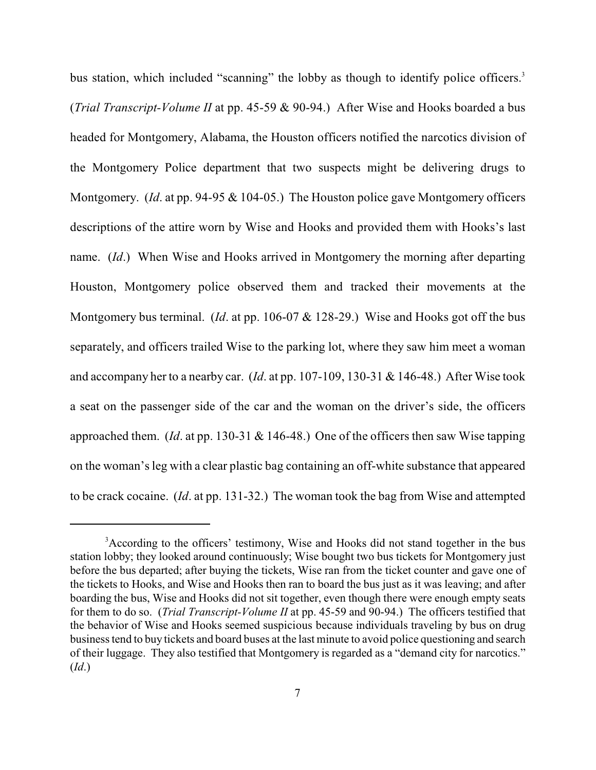bus station, which included "scanning" the lobby as though to identify police officers.[3] (*Trial Transcript-Volume II* at pp. 45-59 & 90-94.) After Wise and Hooks boarded a bus headed for Montgomery, Alabama, the Houston officers notified the narcotics division of the Montgomery Police department that two suspects might be delivering drugs to Montgomery. (*Id*. at pp. 94-95 & 104-05.) The Houston police gave Montgomery officers descriptions of the attire worn by Wise and Hooks and provided them with Hooks's last name. (*Id*.) When Wise and Hooks arrived in Montgomery the morning after departing Houston, Montgomery police observed them and tracked their movements at the Montgomery bus terminal. (*Id*. at pp. 106-07 & 128-29.) Wise and Hooks got off the bus separately, and officers trailed Wise to the parking lot, where they saw him meet a woman and accompany her to a nearby car. (*Id*. at pp. 107-109, 130-31 & 146-48.) After Wise took a seat on the passenger side of the car and the woman on the driver's side, the officers approached them. (*Id*. at pp. 130-31 & 146-48.) One of the officers then saw Wise tapping on the woman's leg with a clear plastic bag containing an off-white substance that appeared to be crack cocaine. (*Id*. at pp. 131-32.) The woman took the bag from Wise and attempted

[3]According to the officers' testimony, Wise and Hooks did not stand together in the bus station lobby; they looked around continuously; Wise bought two bus tickets for Montgomery just before the bus departed; after buying the tickets, Wise ran from the ticket counter and gave one of the tickets to Hooks, and Wise and Hooks then ran to board the bus just as it was leaving; and after boarding the bus, Wise and Hooks did not sit together, even though there were enough empty seats for them to do so. (*Trial Transcript-Volume II* at pp. 45-59 and 90-94.) The officers testified that the behavior of Wise and Hooks seemed suspicious because individuals traveling by bus on drug business tend to buy tickets and board buses at the last minute to avoid police questioning and search of their luggage. They also testified that Montgomery is regarded as a "demand city for narcotics." (*Id*.)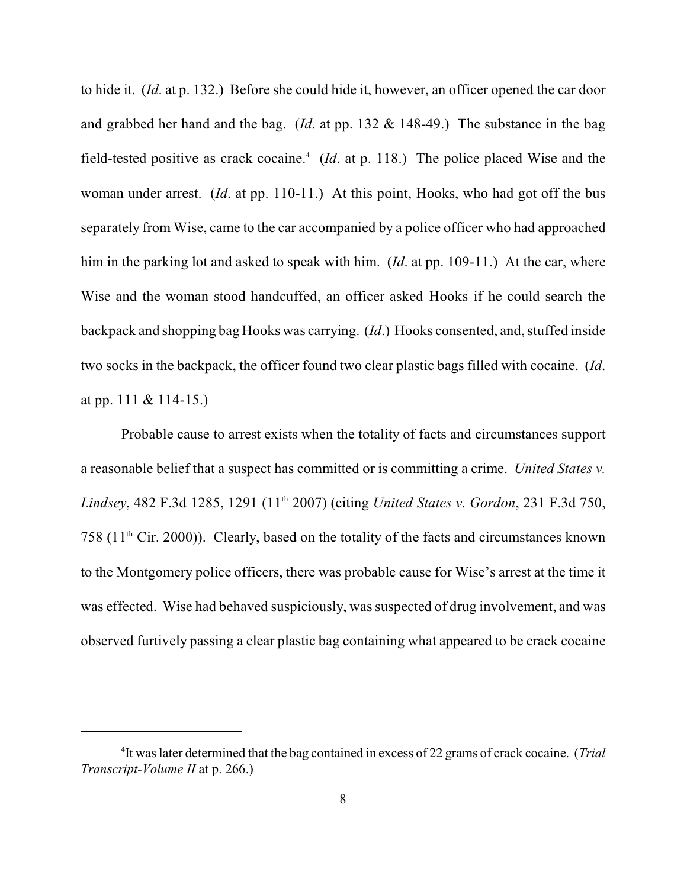to hide it. (*Id*. at p. 132.) Before she could hide it, however, an officer opened the car door and grabbed her hand and the bag. (*Id*. at pp. 132 & 148-49.) The substance in the bag field-tested positive as crack cocaine.[4] (*Id*. at p. 118.) The police placed Wise and the woman under arrest. (*Id*. at pp. 110-11.) At this point, Hooks, who had got off the bus separately from Wise, came to the car accompanied by a police officer who had approached him in the parking lot and asked to speak with him. (*Id*. at pp. 109-11.) At the car, where Wise and the woman stood handcuffed, an officer asked Hooks if he could search the backpack and shopping bag Hooks was carrying. (*Id*.) Hooks consented, and, stuffed inside two socks in the backpack, the officer found two clear plastic bags filled with cocaine. (*Id*. at pp. 111 & 114-15.)

Probable cause to arrest exists when the totality of facts and circumstances support a reasonable belief that a suspect has committed or is committing a crime. *United States v. Lindsey*, 482 F.3d 1285, 1291 (11th 2007) (citing *United States v. Gordon*, 231 F.3d 750, 758 (11th Cir. 2000)). Clearly, based on the totality of the facts and circumstances known to the Montgomery police officers, there was probable cause for Wise's arrest at the time it was effected. Wise had behaved suspiciously, was suspected of drug involvement, and was observed furtively passing a clear plastic bag containing what appeared to be crack cocaine

---

[4] It was later determined that the bag contained in excess of 22 grams of crack cocaine. (*Trial Transcript-Volume II* at p. 266.)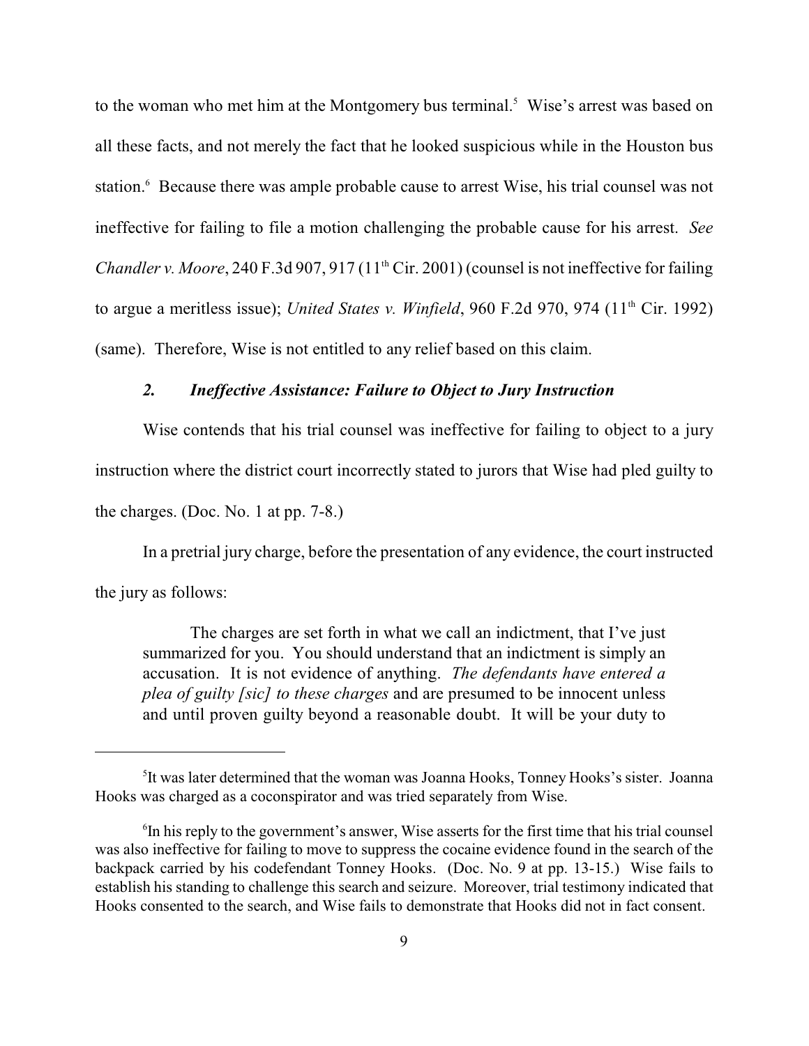to the woman who met him at the Montgomery bus terminal.[5] Wise's arrest was based on all these facts, and not merely the fact that he looked suspicious while in the Houston bus station.[6] Because there was ample probable cause to arrest Wise, his trial counsel was not ineffective for failing to file a motion challenging the probable cause for his arrest. *See Chandler v. Moore*, 240 F.3d 907, 917 (11th Cir. 2001) (counsel is not ineffective for failing to argue a meritless issue); *United States v. Winfield*, 960 F.2d 970, 974 (11th Cir. 1992) (same). Therefore, Wise is not entitled to any relief based on this claim.

### *2. Ineffective Assistance: Failure to Object to Jury Instruction*

Wise contends that his trial counsel was ineffective for failing to object to a jury instruction where the district court incorrectly stated to jurors that Wise had pled guilty to the charges. (Doc. No. 1 at pp. 7-8.)

In a pretrial jury charge, before the presentation of any evidence, the court instructed the jury as follows:

> The charges are set forth in what we call an indictment, that I've just summarized for you. You should understand that an indictment is simply an accusation. It is not evidence of anything. *The defendants have entered a plea of guilty [sic] to these charges* and are presumed to be innocent unless and until proven guilty beyond a reasonable doubt. It will be your duty to

---

[5] It was later determined that the woman was Joanna Hooks, Tonney Hooks's sister. Joanna Hooks was charged as a coconspirator and was tried separately from Wise.

[6] In his reply to the government's answer, Wise asserts for the first time that his trial counsel was also ineffective for failing to move to suppress the cocaine evidence found in the search of the backpack carried by his codefendant Tonney Hooks. (Doc. No. 9 at pp. 13-15.) Wise fails to establish his standing to challenge this search and seizure. Moreover, trial testimony indicated that Hooks consented to the search, and Wise fails to demonstrate that Hooks did not in fact consent.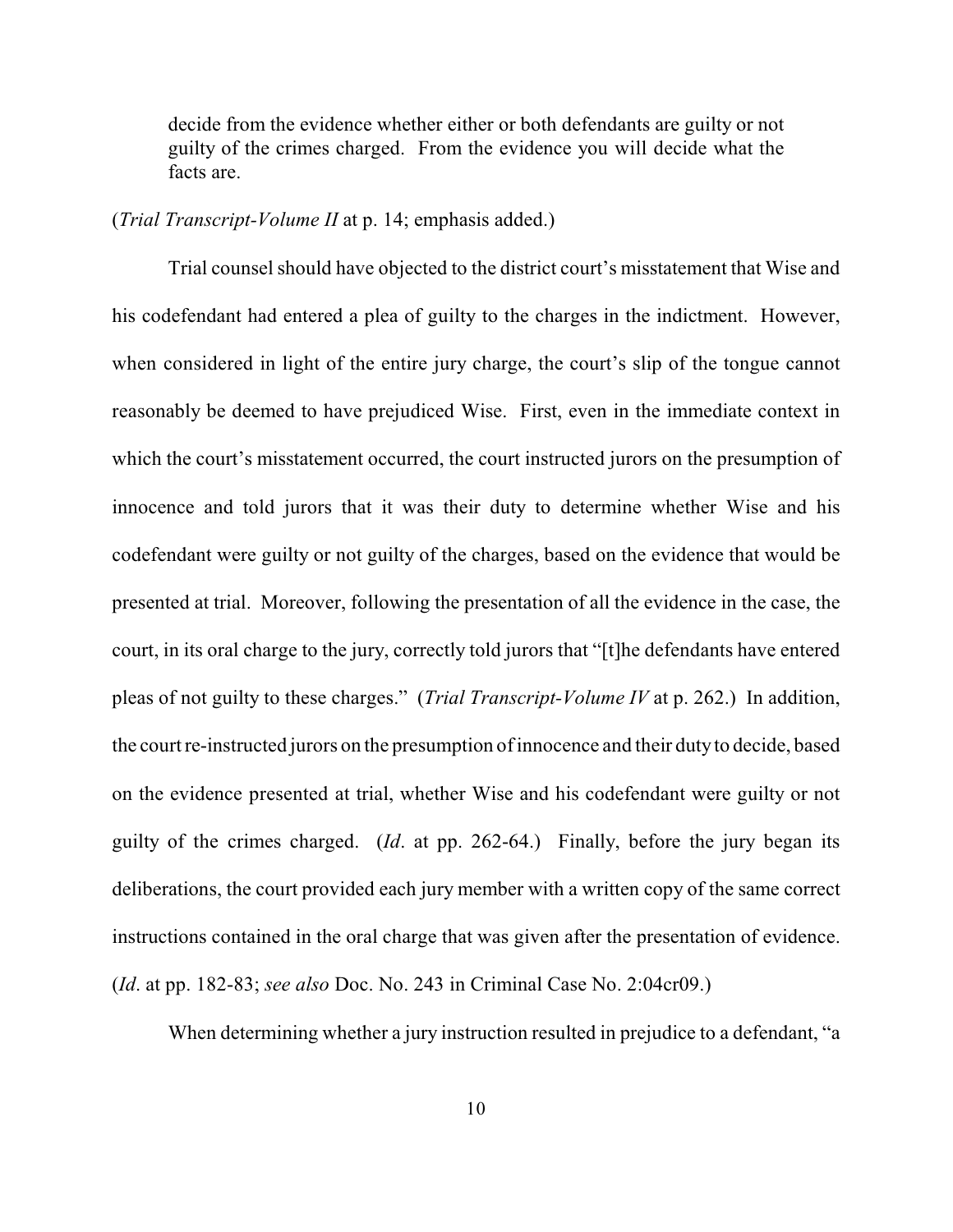> decide from the evidence whether either or both defendants are guilty or not guilty of the crimes charged. From the evidence you will decide what the facts are.

(*Trial Transcript-Volume II* at p. 14; emphasis added.)

Trial counsel should have objected to the district court's misstatement that Wise and his codefendant had entered a plea of guilty to the charges in the indictment. However, when considered in light of the entire jury charge, the court's slip of the tongue cannot reasonably be deemed to have prejudiced Wise. First, even in the immediate context in which the court's misstatement occurred, the court instructed jurors on the presumption of innocence and told jurors that it was their duty to determine whether Wise and his codefendant were guilty or not guilty of the charges, based on the evidence that would be presented at trial. Moreover, following the presentation of all the evidence in the case, the court, in its oral charge to the jury, correctly told jurors that "[t]he defendants have entered pleas of not guilty to these charges." (*Trial Transcript-Volume IV* at p. 262.) In addition, the court re-instructed jurors on the presumption of innocence and their duty to decide, based on the evidence presented at trial, whether Wise and his codefendant were guilty or not guilty of the crimes charged. (*Id*. at pp. 262-64.) Finally, before the jury began its deliberations, the court provided each jury member with a written copy of the same correct instructions contained in the oral charge that was given after the presentation of evidence. (*Id*. at pp. 182-83; *see also* Doc. No. 243 in Criminal Case No. 2:04cr09.)

When determining whether a jury instruction resulted in prejudice to a defendant, "a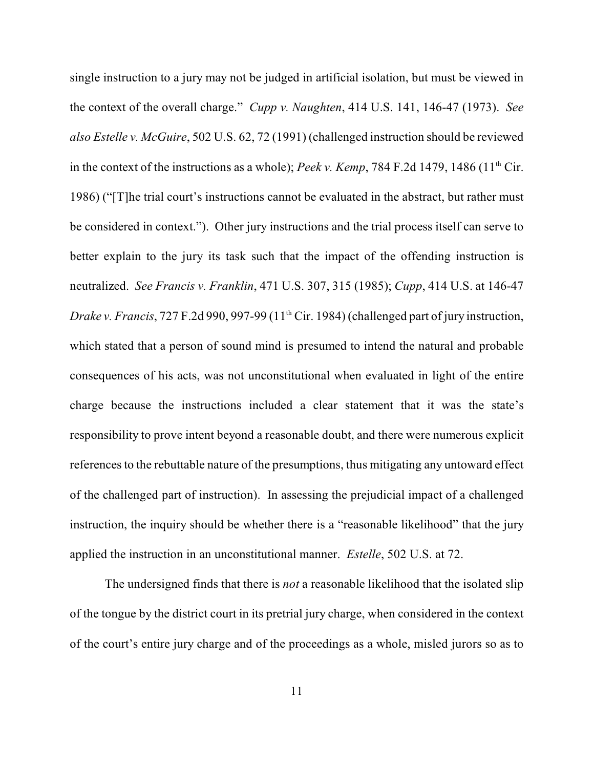single instruction to a jury may not be judged in artificial isolation, but must be viewed in the context of the overall charge." *Cupp v. Naughten*, 414 U.S. 141, 146-47 (1973). *See also Estelle v. McGuire*, 502 U.S. 62, 72 (1991) (challenged instruction should be reviewed in the context of the instructions as a whole); *Peek v. Kemp*, 784 F.2d 1479, 1486 (11th Cir. 1986) ("[T]he trial court's instructions cannot be evaluated in the abstract, but rather must be considered in context."). Other jury instructions and the trial process itself can serve to better explain to the jury its task such that the impact of the offending instruction is neutralized. *See Francis v. Franklin*, 471 U.S. 307, 315 (1985); *Cupp*, 414 U.S. at 146-47 *Drake v. Francis*, 727 F.2d 990, 997-99 (11th Cir. 1984) (challenged part of jury instruction, which stated that a person of sound mind is presumed to intend the natural and probable consequences of his acts, was not unconstitutional when evaluated in light of the entire charge because the instructions included a clear statement that it was the state's responsibility to prove intent beyond a reasonable doubt, and there were numerous explicit references to the rebuttable nature of the presumptions, thus mitigating any untoward effect of the challenged part of instruction). In assessing the prejudicial impact of a challenged instruction, the inquiry should be whether there is a "reasonable likelihood" that the jury applied the instruction in an unconstitutional manner. *Estelle*, 502 U.S. at 72.

The undersigned finds that there is *not* a reasonable likelihood that the isolated slip of the tongue by the district court in its pretrial jury charge, when considered in the context of the court's entire jury charge and of the proceedings as a whole, misled jurors so as to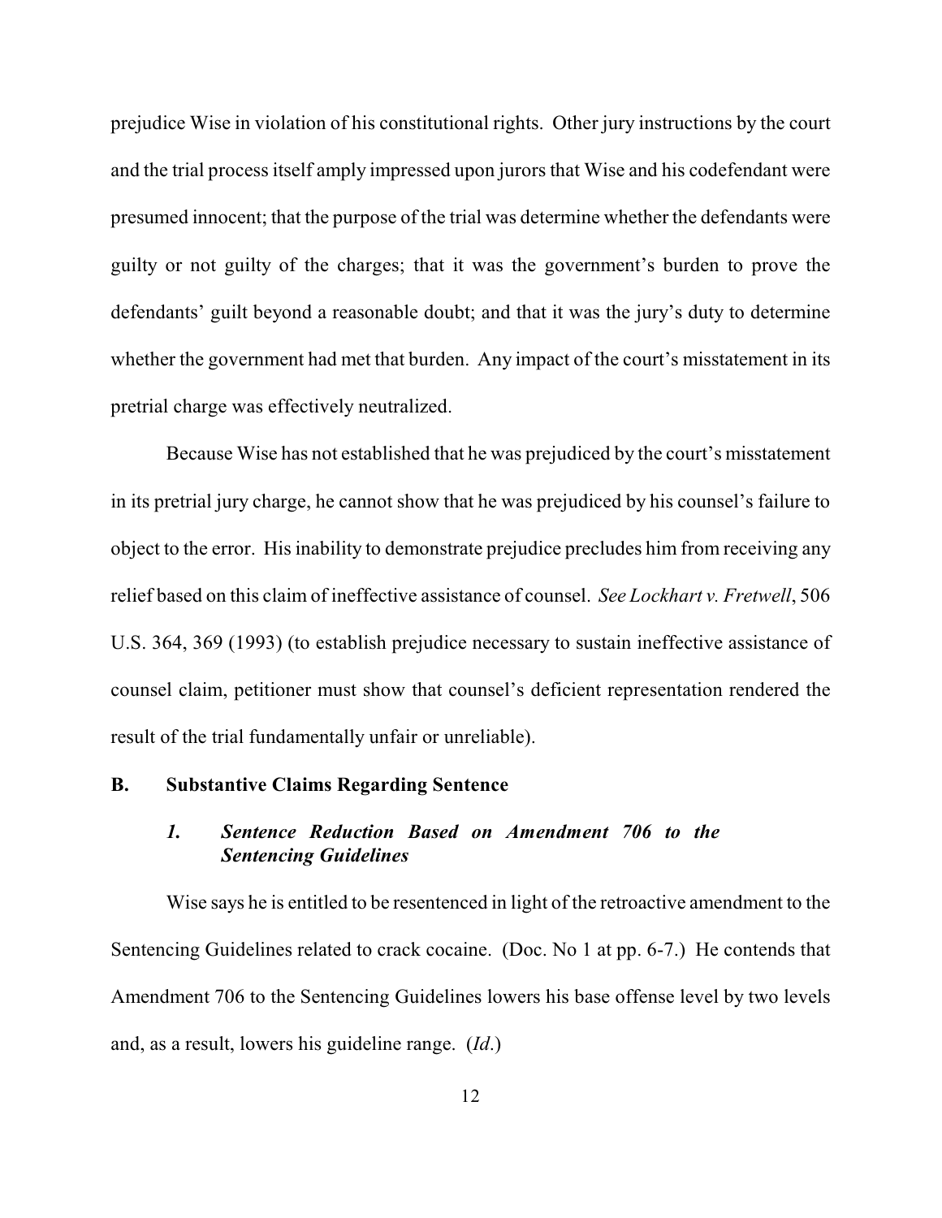prejudice Wise in violation of his constitutional rights. Other jury instructions by the court and the trial process itself amply impressed upon jurors that Wise and his codefendant were presumed innocent; that the purpose of the trial was determine whether the defendants were guilty or not guilty of the charges; that it was the government's burden to prove the defendants' guilt beyond a reasonable doubt; and that it was the jury's duty to determine whether the government had met that burden. Any impact of the court's misstatement in its pretrial charge was effectively neutralized.

Because Wise has not established that he was prejudiced by the court's misstatement in its pretrial jury charge, he cannot show that he was prejudiced by his counsel's failure to object to the error. His inability to demonstrate prejudice precludes him from receiving any relief based on this claim of ineffective assistance of counsel. *See Lockhart v. Fretwell*, 506 U.S. 364, 369 (1993) (to establish prejudice necessary to sustain ineffective assistance of counsel claim, petitioner must show that counsel's deficient representation rendered the result of the trial fundamentally unfair or unreliable).

## B. Substantive Claims Regarding Sentence

### *1. Sentence Reduction Based on Amendment 706 to the Sentencing Guidelines*

Wise says he is entitled to be resentenced in light of the retroactive amendment to the Sentencing Guidelines related to crack cocaine. (Doc. No 1 at pp. 6-7.) He contends that Amendment 706 to the Sentencing Guidelines lowers his base offense level by two levels and, as a result, lowers his guideline range. (*Id*.)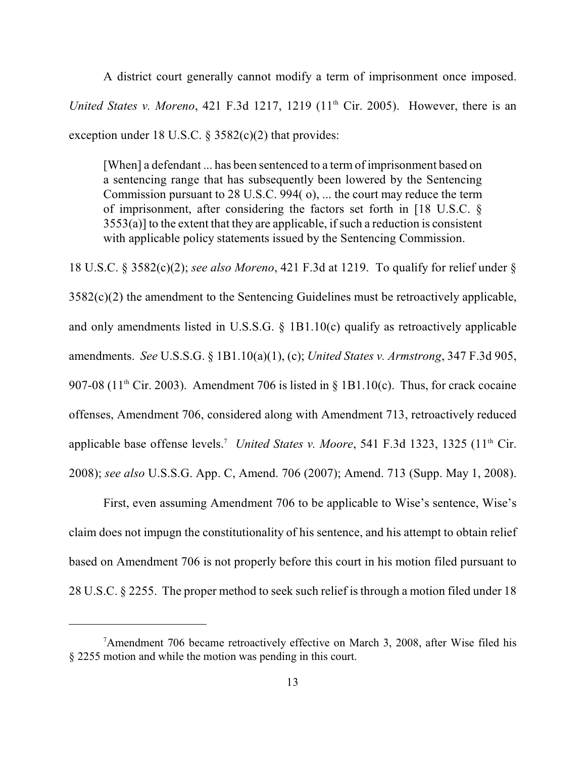A district court generally cannot modify a term of imprisonment once imposed. *United States v. Moreno*, 421 F.3d 1217, 1219 (11th Cir. 2005). However, there is an exception under 18 U.S.C. § 3582(c)(2) that provides:

> [When] a defendant ... has been sentenced to a term of imprisonment based on a sentencing range that has subsequently been lowered by the Sentencing Commission pursuant to 28 U.S.C. 994( o), ... the court may reduce the term of imprisonment, after considering the factors set forth in [18 U.S.C. § 3553(a)] to the extent that they are applicable, if such a reduction is consistent with applicable policy statements issued by the Sentencing Commission.

18 U.S.C. § 3582(c)(2); *see also Moreno*, 421 F.3d at 1219. To qualify for relief under § 3582(c)(2) the amendment to the Sentencing Guidelines must be retroactively applicable, and only amendments listed in U.S.S.G. § 1B1.10(c) qualify as retroactively applicable amendments. *See* U.S.S.G. § 1B1.10(a)(1), (c); *United States v. Armstrong*, 347 F.3d 905, 907-08 (11th Cir. 2003). Amendment 706 is listed in § 1B1.10(c). Thus, for crack cocaine offenses, Amendment 706, considered along with Amendment 713, retroactively reduced applicable base offense levels.[7] *United States v. Moore*, 541 F.3d 1323, 1325 (11th Cir. 2008); *see also* U.S.S.G. App. C, Amend. 706 (2007); Amend. 713 (Supp. May 1, 2008).

First, even assuming Amendment 706 to be applicable to Wise's sentence, Wise's claim does not impugn the constitutionality of his sentence, and his attempt to obtain relief based on Amendment 706 is not properly before this court in his motion filed pursuant to 28 U.S.C. § 2255. The proper method to seek such relief is through a motion filed under 18

---

[7]Amendment 706 became retroactively effective on March 3, 2008, after Wise filed his § 2255 motion and while the motion was pending in this court.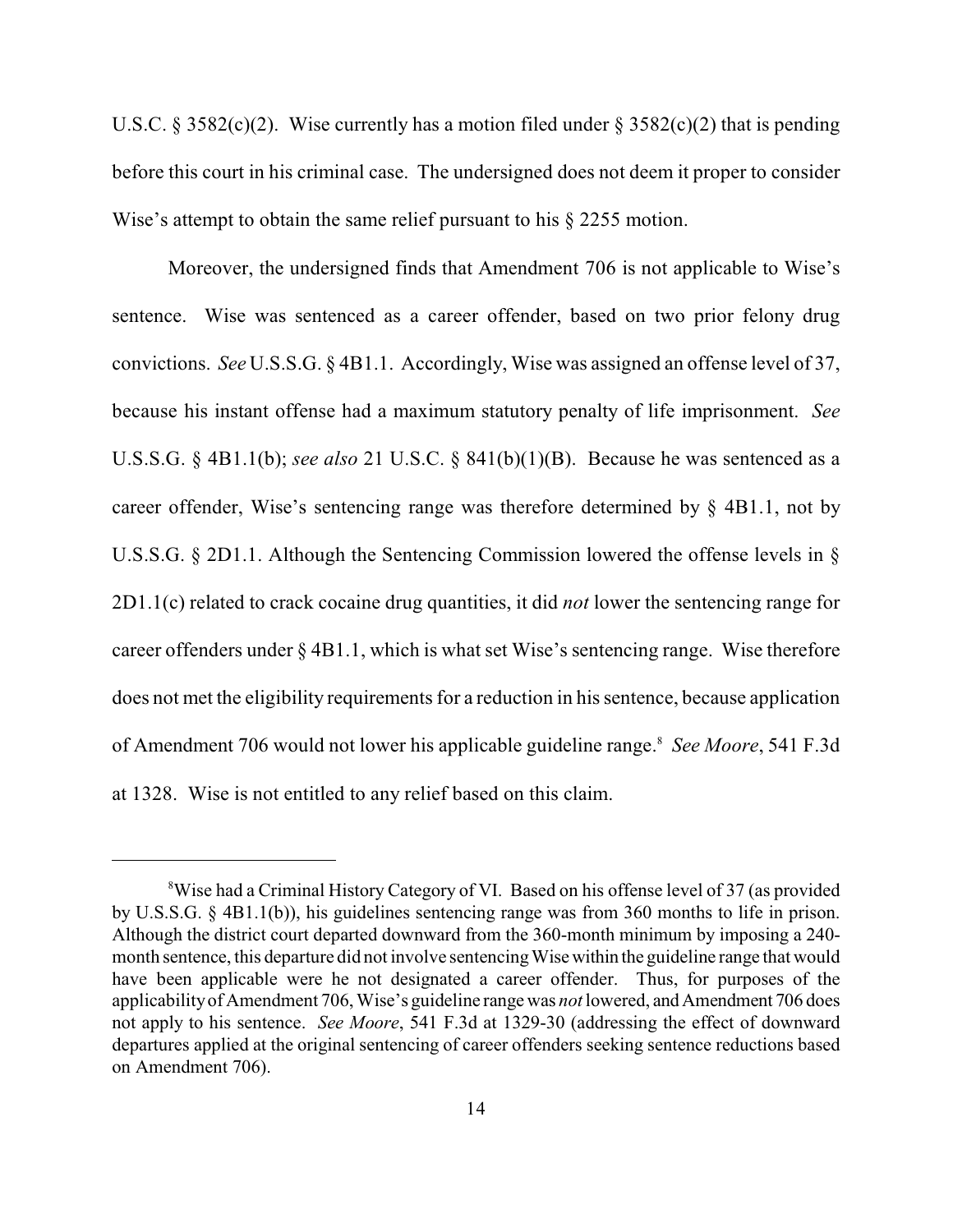U.S.C. § 3582(c)(2). Wise currently has a motion filed under § 3582(c)(2) that is pending before this court in his criminal case. The undersigned does not deem it proper to consider Wise's attempt to obtain the same relief pursuant to his § 2255 motion.

Moreover, the undersigned finds that Amendment 706 is not applicable to Wise's sentence. Wise was sentenced as a career offender, based on two prior felony drug convictions. *See* U.S.S.G. § 4B1.1. Accordingly, Wise was assigned an offense level of 37, because his instant offense had a maximum statutory penalty of life imprisonment. *See* U.S.S.G. § 4B1.1(b); *see also* 21 U.S.C. § 841(b)(1)(B). Because he was sentenced as a career offender, Wise's sentencing range was therefore determined by § 4B1.1, not by U.S.S.G. § 2D1.1. Although the Sentencing Commission lowered the offense levels in § 2D1.1(c) related to crack cocaine drug quantities, it did *not* lower the sentencing range for career offenders under § 4B1.1, which is what set Wise's sentencing range. Wise therefore does not met the eligibility requirements for a reduction in his sentence, because application of Amendment 706 would not lower his applicable guideline range.[8] *See Moore*, 541 F.3d at 1328. Wise is not entitled to any relief based on this claim.

---

[8]Wise had a Criminal History Category of VI. Based on his offense level of 37 (as provided by U.S.S.G. § 4B1.1(b)), his guidelines sentencing range was from 360 months to life in prison. Although the district court departed downward from the 360-month minimum by imposing a 240-month sentence, this departure did not involve sentencing Wise within the guideline range that would have been applicable were he not designated a career offender. Thus, for purposes of the applicability of Amendment 706, Wise's guideline range was *not* lowered, and Amendment 706 does not apply to his sentence. *See Moore*, 541 F.3d at 1329-30 (addressing the effect of downward departures applied at the original sentencing of career offenders seeking sentence reductions based on Amendment 706).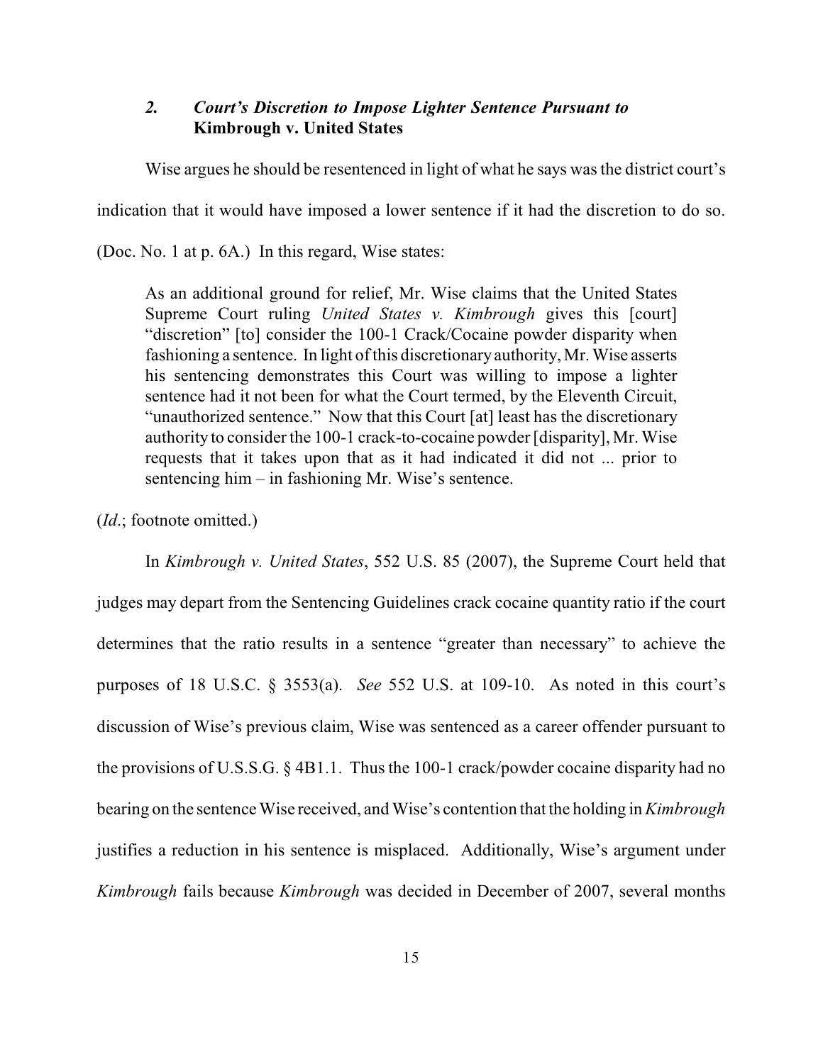### *2. Court's Discretion to Impose Lighter Sentence Pursuant to* **Kimbrough v. United States**

Wise argues he should be resentenced in light of what he says was the district court's indication that it would have imposed a lower sentence if it had the discretion to do so. (Doc. No. 1 at p. 6A.) In this regard, Wise states:

> As an additional ground for relief, Mr. Wise claims that the United States Supreme Court ruling *United States v. Kimbrough* gives this [court] "discretion" [to] consider the 100-1 Crack/Cocaine powder disparity when fashioning a sentence. In light of this discretionary authority, Mr. Wise asserts his sentencing demonstrates this Court was willing to impose a lighter sentence had it not been for what the Court termed, by the Eleventh Circuit, "unauthorized sentence." Now that this Court [at] least has the discretionary authority to consider the 100-1 crack-to-cocaine powder [disparity], Mr. Wise requests that it takes upon that as it had indicated it did not ... prior to sentencing him – in fashioning Mr. Wise's sentence.

(*Id*.; footnote omitted.)

In *Kimbrough v. United States*, 552 U.S. 85 (2007), the Supreme Court held that judges may depart from the Sentencing Guidelines crack cocaine quantity ratio if the court determines that the ratio results in a sentence "greater than necessary" to achieve the purposes of 18 U.S.C. § 3553(a). *See* 552 U.S. at 109-10. As noted in this court's discussion of Wise's previous claim, Wise was sentenced as a career offender pursuant to the provisions of U.S.S.G. § 4B1.1. Thus the 100-1 crack/powder cocaine disparity had no bearing on the sentence Wise received, and Wise's contention that the holding in *Kimbrough* justifies a reduction in his sentence is misplaced. Additionally, Wise's argument under *Kimbrough* fails because *Kimbrough* was decided in December of 2007, several months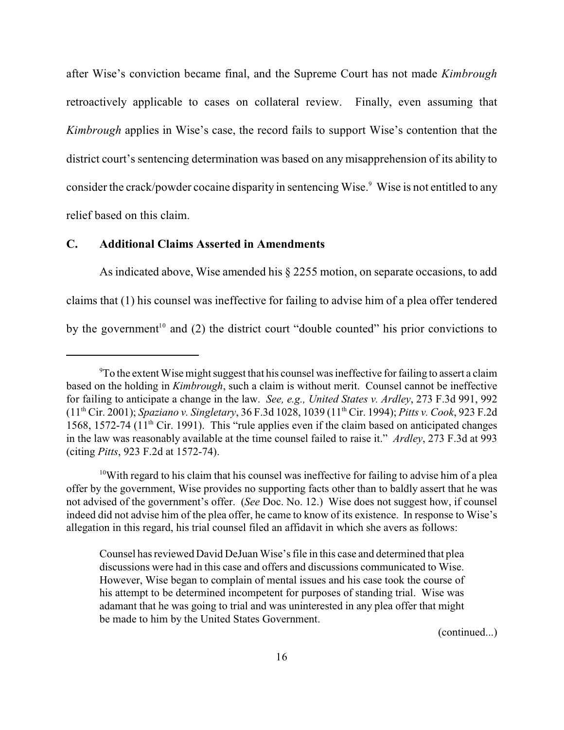after Wise's conviction became final, and the Supreme Court has not made *Kimbrough* retroactively applicable to cases on collateral review. Finally, even assuming that *Kimbrough* applies in Wise's case, the record fails to support Wise's contention that the district court's sentencing determination was based on any misapprehension of its ability to consider the crack/powder cocaine disparity in sentencing Wise.[9] Wise is not entitled to any relief based on this claim.

## C. Additional Claims Asserted in Amendments

As indicated above, Wise amended his § 2255 motion, on separate occasions, to add claims that (1) his counsel was ineffective for failing to advise him of a plea offer tendered by the government[10] and (2) the district court "double counted" his prior convictions to

---

[9]To the extent Wise might suggest that his counsel was ineffective for failing to assert a claim based on the holding in *Kimbrough*, such a claim is without merit. Counsel cannot be ineffective for failing to anticipate a change in the law. *See, e.g., United States v. Ardley*, 273 F.3d 991, 992 (11th Cir. 2001); *Spaziano v. Singletary*, 36 F.3d 1028, 1039 (11th Cir. 1994); *Pitts v. Cook*, 923 F.2d 1568, 1572-74 (11th Cir. 1991). This "rule applies even if the claim based on anticipated changes in the law was reasonably available at the time counsel failed to raise it." *Ardley*, 273 F.3d at 993 (citing *Pitts*, 923 F.2d at 1572-74).

[10]With regard to his claim that his counsel was ineffective for failing to advise him of a plea offer by the government, Wise provides no supporting facts other than to baldly assert that he was not advised of the government's offer. (*See* Doc. No. 12.) Wise does not suggest how, if counsel indeed did not advise him of the plea offer, he came to know of its existence. In response to Wise's allegation in this regard, his trial counsel filed an affidavit in which she avers as follows:

> Counsel has reviewed David DeJuan Wise's file in this case and determined that plea discussions were had in this case and offers and discussions communicated to Wise. However, Wise began to complain of mental issues and his case took the course of his attempt to be determined incompetent for purposes of standing trial. Wise was adamant that he was going to trial and was uninterested in any plea offer that might be made to him by the United States Government.

(continued...)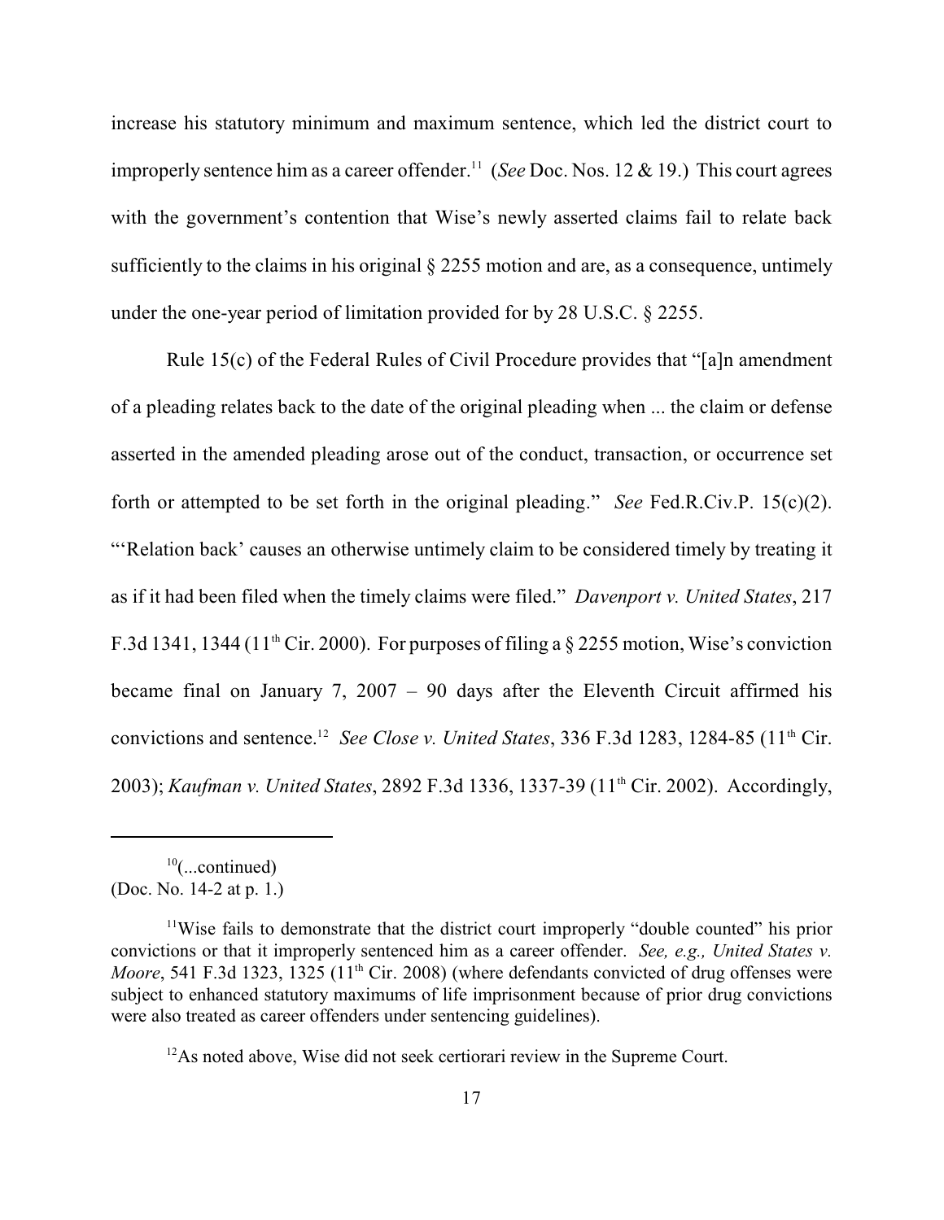increase his statutory minimum and maximum sentence, which led the district court to improperly sentence him as a career offender.[11] (*See* Doc. Nos. 12 & 19.) This court agrees with the government's contention that Wise's newly asserted claims fail to relate back sufficiently to the claims in his original § 2255 motion and are, as a consequence, untimely under the one-year period of limitation provided for by 28 U.S.C. § 2255.

Rule 15(c) of the Federal Rules of Civil Procedure provides that "[a]n amendment of a pleading relates back to the date of the original pleading when ... the claim or defense asserted in the amended pleading arose out of the conduct, transaction, or occurrence set forth or attempted to be set forth in the original pleading." *See* Fed.R.Civ.P. 15(c)(2). "'Relation back' causes an otherwise untimely claim to be considered timely by treating it as if it had been filed when the timely claims were filed." *Davenport v. United States*, 217 F.3d 1341, 1344 (11th Cir. 2000). For purposes of filing a § 2255 motion, Wise's conviction became final on January 7, 2007 – 90 days after the Eleventh Circuit affirmed his convictions and sentence.[12] *See Close v. United States*, 336 F.3d 1283, 1284-85 (11th Cir. 2003); *Kaufman v. United States*, 2892 F.3d 1336, 1337-39 (11th Cir. 2002). Accordingly,

---

[10](...continued)
(Doc. No. 14-2 at p. 1.)

[11]Wise fails to demonstrate that the district court improperly "double counted" his prior convictions or that it improperly sentenced him as a career offender. *See, e.g., United States v. Moore*, 541 F.3d 1323, 1325 (11th Cir. 2008) (where defendants convicted of drug offenses were subject to enhanced statutory maximums of life imprisonment because of prior drug convictions were also treated as career offenders under sentencing guidelines).

[12]As noted above, Wise did not seek certiorari review in the Supreme Court.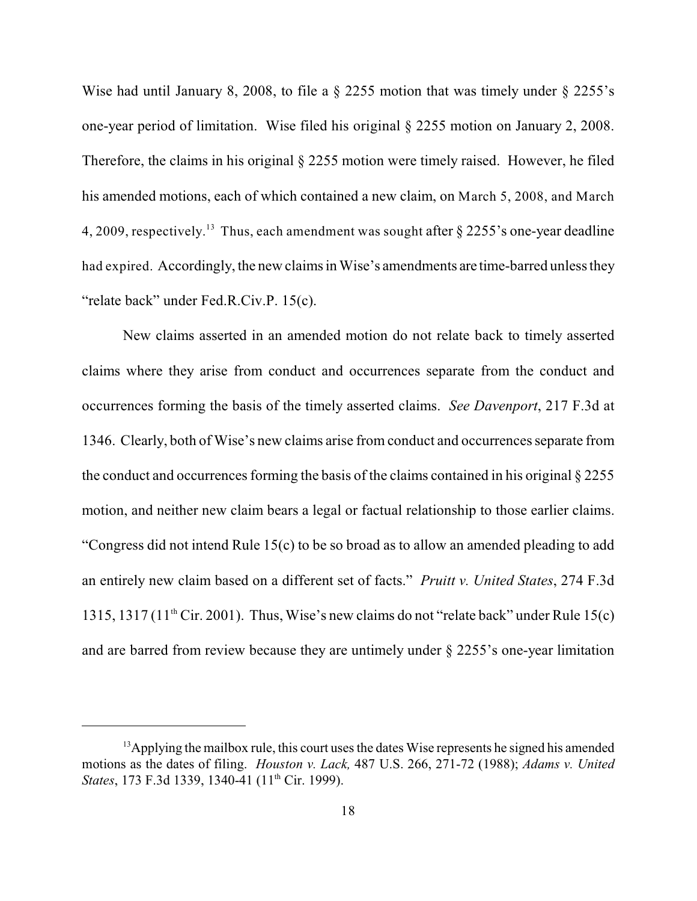Wise had until January 8, 2008, to file a § 2255 motion that was timely under § 2255's one-year period of limitation. Wise filed his original § 2255 motion on January 2, 2008. Therefore, the claims in his original § 2255 motion were timely raised. However, he filed his amended motions, each of which contained a new claim, on March 5, 2008, and March 4, 2009, respectively.[13] Thus, each amendment was sought after § 2255's one-year deadline had expired. Accordingly, the new claims in Wise's amendments are time-barred unless they "relate back" under Fed.R.Civ.P. 15(c).

New claims asserted in an amended motion do not relate back to timely asserted claims where they arise from conduct and occurrences separate from the conduct and occurrences forming the basis of the timely asserted claims. *See Davenport*, 217 F.3d at 1346. Clearly, both of Wise's new claims arise from conduct and occurrences separate from the conduct and occurrences forming the basis of the claims contained in his original § 2255 motion, and neither new claim bears a legal or factual relationship to those earlier claims. "Congress did not intend Rule 15(c) to be so broad as to allow an amended pleading to add an entirely new claim based on a different set of facts." *Pruitt v. United States*, 274 F.3d 1315, 1317 (11th Cir. 2001). Thus, Wise's new claims do not "relate back" under Rule 15(c) and are barred from review because they are untimely under § 2255's one-year limitation

[13] Applying the mailbox rule, this court uses the dates Wise represents he signed his amended motions as the dates of filing. *Houston v. Lack,* 487 U.S. 266, 271-72 (1988); *Adams v. United States*, 173 F.3d 1339, 1340-41 (11th Cir. 1999).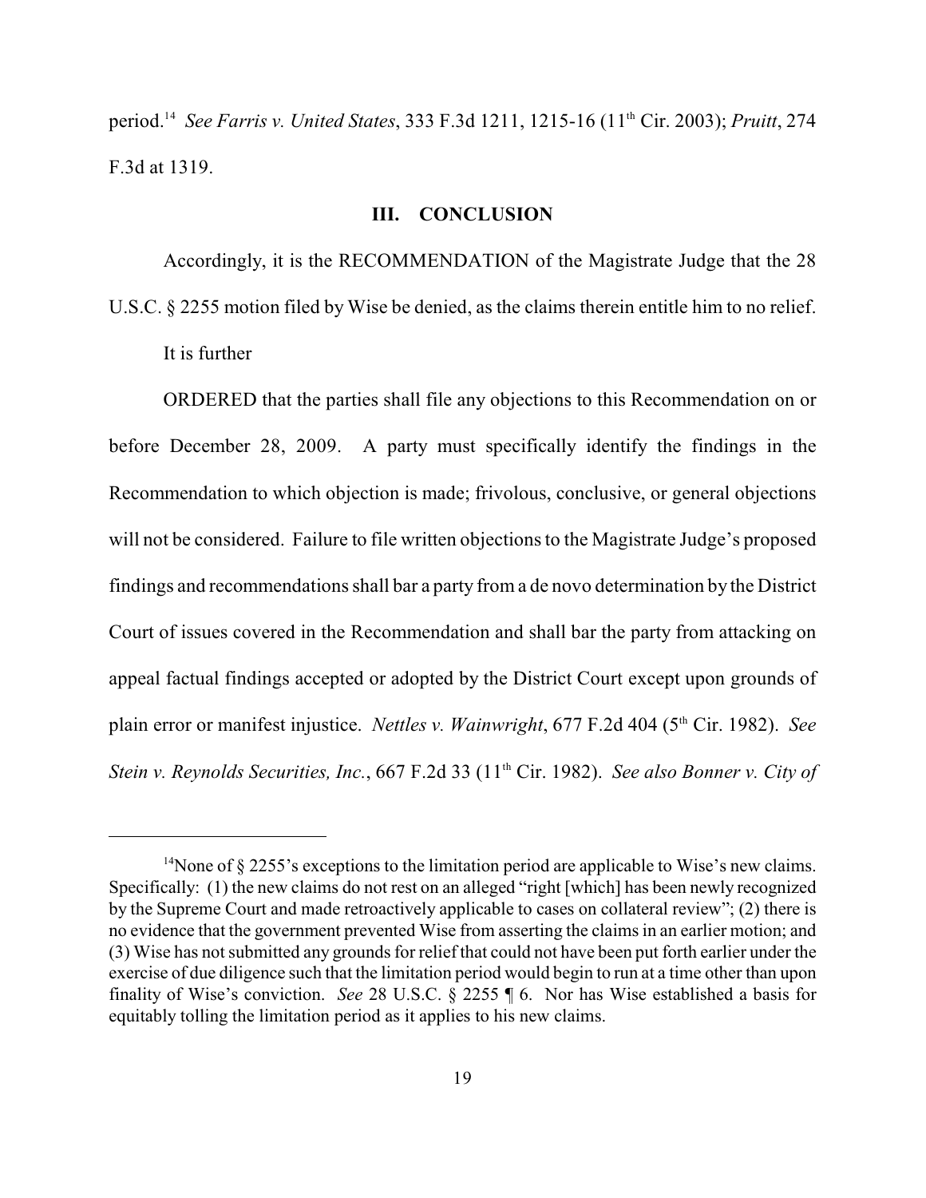period.[14] *See Farris v. United States*, 333 F.3d 1211, 1215-16 (11th Cir. 2003); *Pruitt*, 274 F.3d at 1319.

## III. CONCLUSION

Accordingly, it is the RECOMMENDATION of the Magistrate Judge that the 28 U.S.C. § 2255 motion filed by Wise be denied, as the claims therein entitle him to no relief.

It is further

ORDERED that the parties shall file any objections to this Recommendation on or before December 28, 2009. A party must specifically identify the findings in the Recommendation to which objection is made; frivolous, conclusive, or general objections will not be considered. Failure to file written objections to the Magistrate Judge's proposed findings and recommendations shall bar a party from a de novo determination by the District Court of issues covered in the Recommendation and shall bar the party from attacking on appeal factual findings accepted or adopted by the District Court except upon grounds of plain error or manifest injustice. *Nettles v. Wainwright*, 677 F.2d 404 (5th Cir. 1982). *See Stein v. Reynolds Securities, Inc.*, 667 F.2d 33 (11th Cir. 1982). *See also Bonner v. City of*

---

[14] None of § 2255's exceptions to the limitation period are applicable to Wise's new claims. Specifically: (1) the new claims do not rest on an alleged "right [which] has been newly recognized by the Supreme Court and made retroactively applicable to cases on collateral review"; (2) there is no evidence that the government prevented Wise from asserting the claims in an earlier motion; and (3) Wise has not submitted any grounds for relief that could not have been put forth earlier under the exercise of due diligence such that the limitation period would begin to run at a time other than upon finality of Wise's conviction. *See* 28 U.S.C. § 2255 ¶ 6. Nor has Wise established a basis for equitably tolling the limitation period as it applies to his new claims.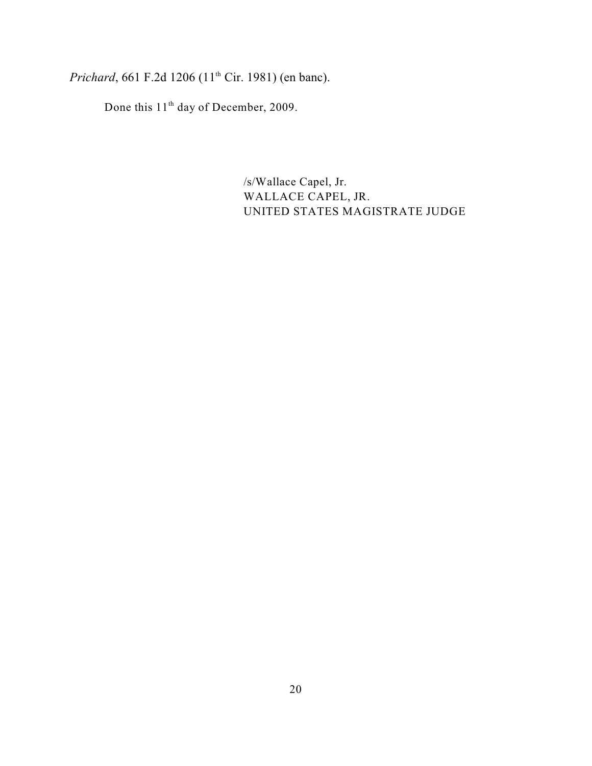*Prichard*, 661 F.2d 1206 (11th Cir. 1981) (en banc).

Done this 11th day of December, 2009.

/s/Wallace Capel, Jr.
WALLACE CAPEL, JR.
UNITED STATES MAGISTRATE JUDGE